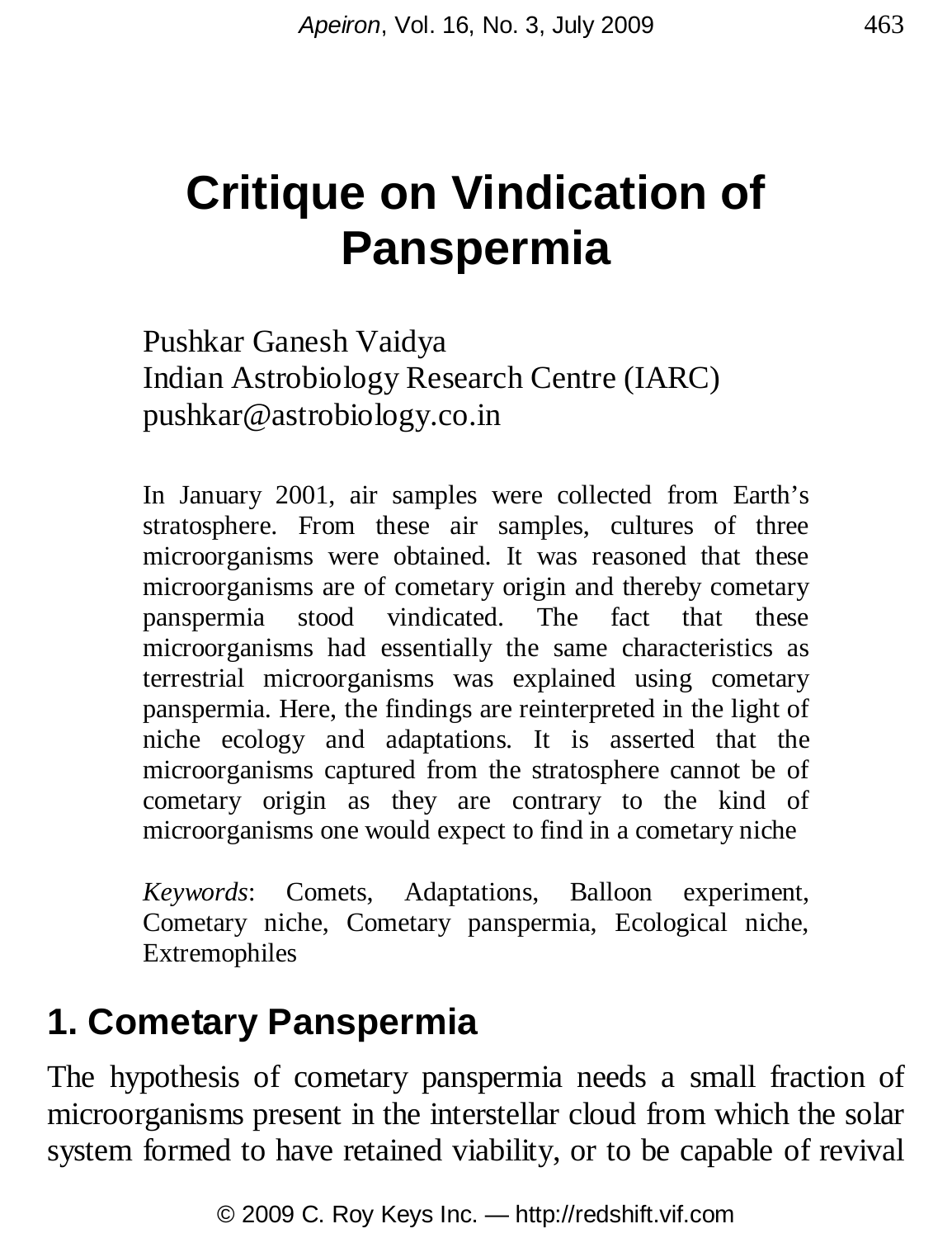# Critique on Vindication of Panspermia

Pushkar Ganesh Vaidya
Indian Astrobiology Research Centre (IARC)
pushkar@astrobiology.co.in

In January 2001, air samples were collected from Earth's stratosphere. From these air samples, cultures of three microorganisms were obtained. It was reasoned that these microorganisms are of cometary origin and thereby cometary panspermia stood vindicated. The fact that these microorganisms had essentially the same characteristics as terrestrial microorganisms was explained using cometary panspermia. Here, the findings are reinterpreted in the light of niche ecology and adaptations. It is asserted that the microorganisms captured from the stratosphere cannot be of cometary origin as they are contrary to the kind of microorganisms one would expect to find in a cometary niche

*Keywords*: Comets, Adaptations, Balloon experiment, Cometary niche, Cometary panspermia, Ecological niche, Extremophiles

## 1. Cometary Panspermia

The hypothesis of cometary panspermia needs a small fraction of microorganisms present in the interstellar cloud from which the solar system formed to have retained viability, or to be capable of revival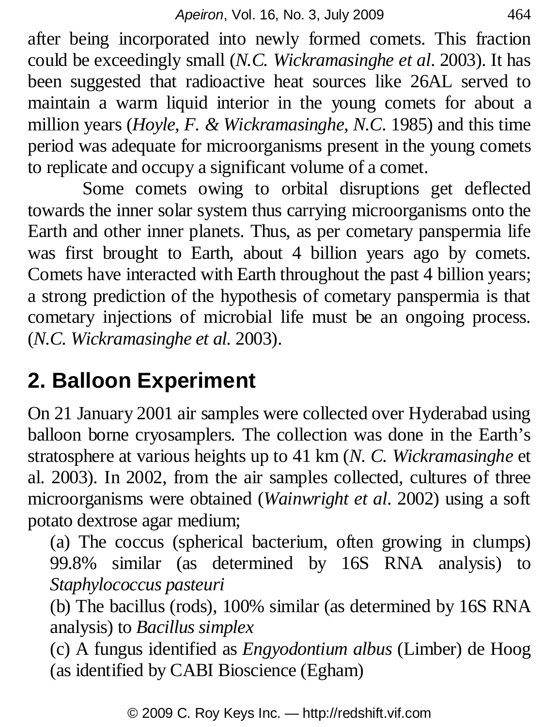after being incorporated into newly formed comets. This fraction could be exceedingly small (*N.C. Wickramasinghe et al*. 2003). It has been suggested that radioactive heat sources like 26AL served to maintain a warm liquid interior in the young comets for about a million years (*Hoyle, F. & Wickramasinghe, N.C.* 1985) and this time period was adequate for microorganisms present in the young comets to replicate and occupy a significant volume of a comet.

Some comets owing to orbital disruptions get deflected towards the inner solar system thus carrying microorganisms onto the Earth and other inner planets. Thus, as per cometary panspermia life was first brought to Earth, about 4 billion years ago by comets. Comets have interacted with Earth throughout the past 4 billion years; a strong prediction of the hypothesis of cometary panspermia is that cometary injections of microbial life must be an ongoing process. (*N.C. Wickramasinghe et al.* 2003).

## 2. Balloon Experiment

On 21 January 2001 air samples were collected over Hyderabad using balloon borne cryosamplers. The collection was done in the Earth's stratosphere at various heights up to 41 km (*N. C. Wickramasinghe* et al. 2003). In 2002, from the air samples collected, cultures of three microorganisms were obtained (*Wainwright et al*. 2002) using a soft potato dextrose agar medium;

(a) The coccus (spherical bacterium, often growing in clumps) 99.8% similar (as determined by 16S RNA analysis) to *Staphylococcus pasteuri*

(b) The bacillus (rods), 100% similar (as determined by 16S RNA analysis) to *Bacillus simplex*

(c) A fungus identified as *Engyodontium albus* (Limber) de Hoog (as identified by CABI Bioscience (Egham)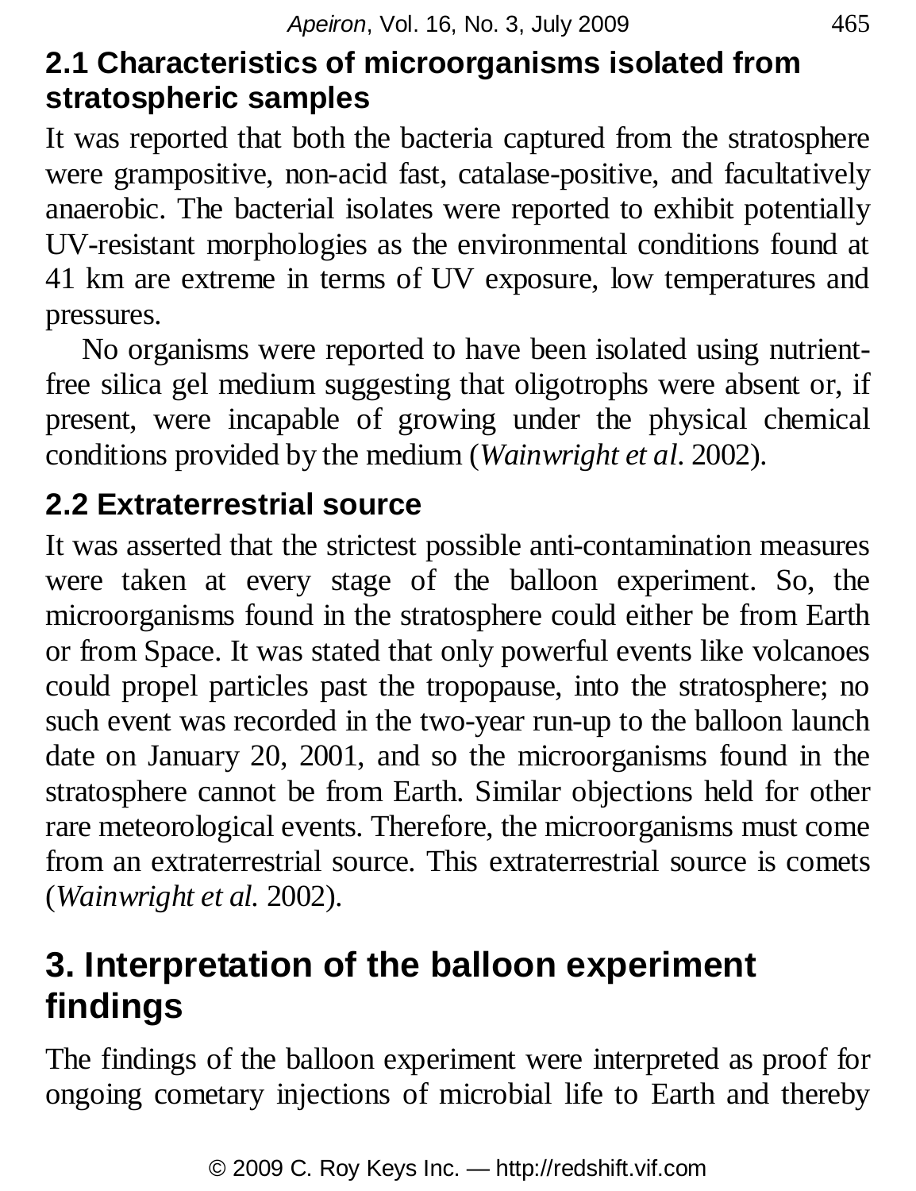### 2.1 Characteristics of microorganisms isolated from stratospheric samples

It was reported that both the bacteria captured from the stratosphere were grampositive, non-acid fast, catalase-positive, and facultatively anaerobic. The bacterial isolates were reported to exhibit potentially UV-resistant morphologies as the environmental conditions found at 41 km are extreme in terms of UV exposure, low temperatures and pressures.

No organisms were reported to have been isolated using nutrient-free silica gel medium suggesting that oligotrophs were absent or, if present, were incapable of growing under the physical chemical conditions provided by the medium (*Wainwright et al*. 2002).

### 2.2 Extraterrestrial source

It was asserted that the strictest possible anti-contamination measures were taken at every stage of the balloon experiment. So, the microorganisms found in the stratosphere could either be from Earth or from Space. It was stated that only powerful events like volcanoes could propel particles past the tropopause, into the stratosphere; no such event was recorded in the two-year run-up to the balloon launch date on January 20, 2001, and so the microorganisms found in the stratosphere cannot be from Earth. Similar objections held for other rare meteorological events. Therefore, the microorganisms must come from an extraterrestrial source. This extraterrestrial source is comets (*Wainwright et al.* 2002).

## 3. Interpretation of the balloon experiment findings

The findings of the balloon experiment were interpreted as proof for ongoing cometary injections of microbial life to Earth and thereby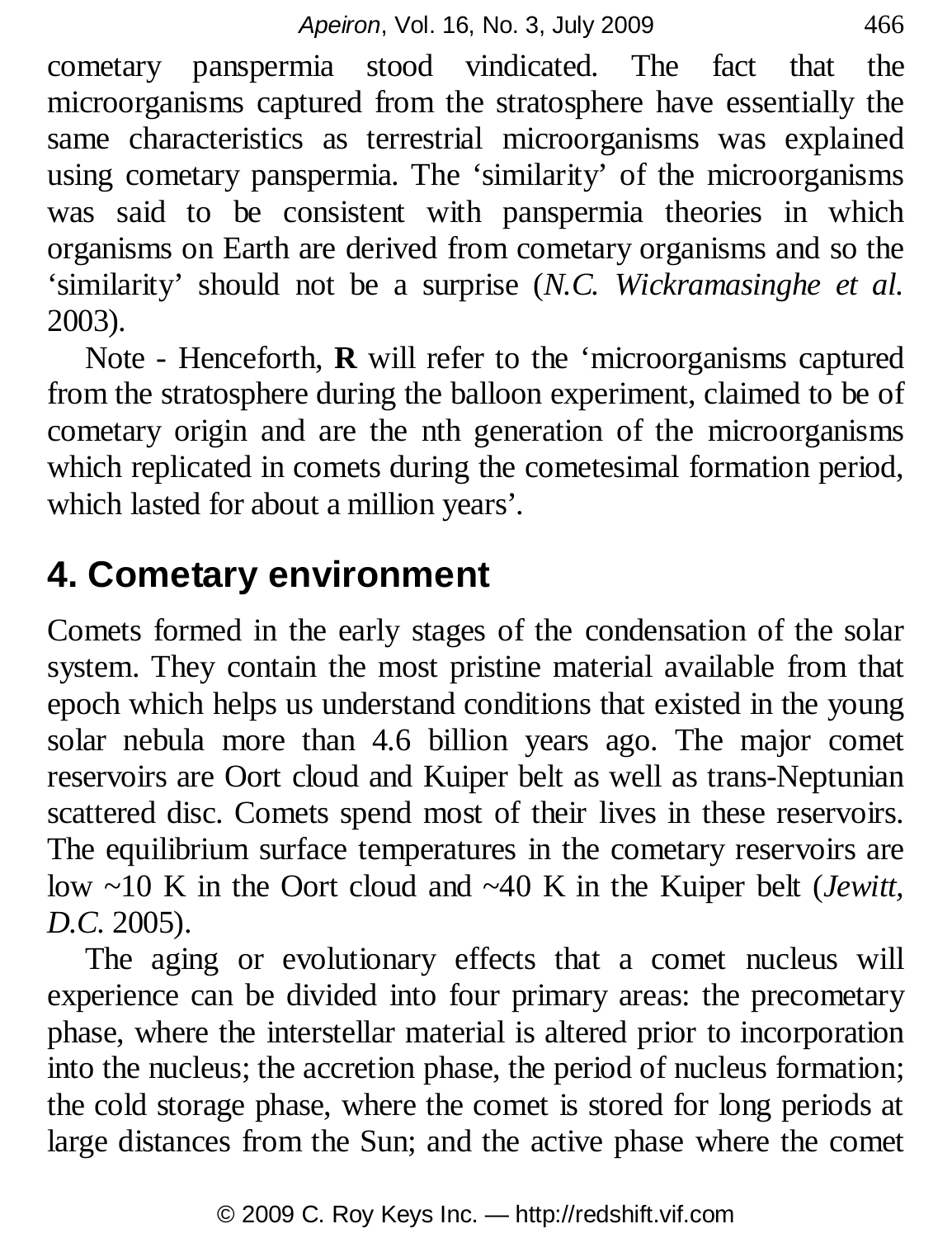cometary panspermia stood vindicated. The fact that the microorganisms captured from the stratosphere have essentially the same characteristics as terrestrial microorganisms was explained using cometary panspermia. The 'similarity' of the microorganisms was said to be consistent with panspermia theories in which organisms on Earth are derived from cometary organisms and so the 'similarity' should not be a surprise (*N.C. Wickramasinghe et al.* 2003).

Note - Henceforth, **R** will refer to the 'microorganisms captured from the stratosphere during the balloon experiment, claimed to be of cometary origin and are the nth generation of the microorganisms which replicated in comets during the cometesimal formation period, which lasted for about a million years'.

## 4. Cometary environment

Comets formed in the early stages of the condensation of the solar system. They contain the most pristine material available from that epoch which helps us understand conditions that existed in the young solar nebula more than 4.6 billion years ago. The major comet reservoirs are Oort cloud and Kuiper belt as well as trans-Neptunian scattered disc. Comets spend most of their lives in these reservoirs. The equilibrium surface temperatures in the cometary reservoirs are low ~10 K in the Oort cloud and ~40 K in the Kuiper belt (*Jewitt, D.C.* 2005).

The aging or evolutionary effects that a comet nucleus will experience can be divided into four primary areas: the precometary phase, where the interstellar material is altered prior to incorporation into the nucleus; the accretion phase, the period of nucleus formation; the cold storage phase, where the comet is stored for long periods at large distances from the Sun; and the active phase where the comet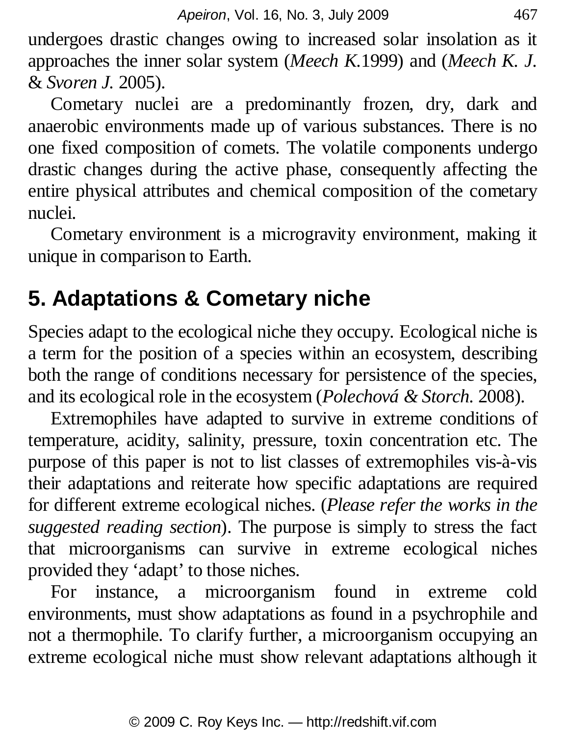undergoes drastic changes owing to increased solar insolation as it approaches the inner solar system (*Meech K.*1999) and (*Meech K. J.* & *Svoren J.* 2005).

Cometary nuclei are a predominantly frozen, dry, dark and anaerobic environments made up of various substances. There is no one fixed composition of comets. The volatile components undergo drastic changes during the active phase, consequently affecting the entire physical attributes and chemical composition of the cometary nuclei.

Cometary environment is a microgravity environment, making it unique in comparison to Earth.

## 5. Adaptations & Cometary niche

Species adapt to the ecological niche they occupy. Ecological niche is a term for the position of a species within an ecosystem, describing both the range of conditions necessary for persistence of the species, and its ecological role in the ecosystem (*Polechová & Storch.* 2008).

Extremophiles have adapted to survive in extreme conditions of temperature, acidity, salinity, pressure, toxin concentration etc. The purpose of this paper is not to list classes of extremophiles vis-à-vis their adaptations and reiterate how specific adaptations are required for different extreme ecological niches. (*Please refer the works in the suggested reading section*). The purpose is simply to stress the fact that microorganisms can survive in extreme ecological niches provided they 'adapt' to those niches.

For instance, a microorganism found in extreme cold environments, must show adaptations as found in a psychrophile and not a thermophile. To clarify further, a microorganism occupying an extreme ecological niche must show relevant adaptations although it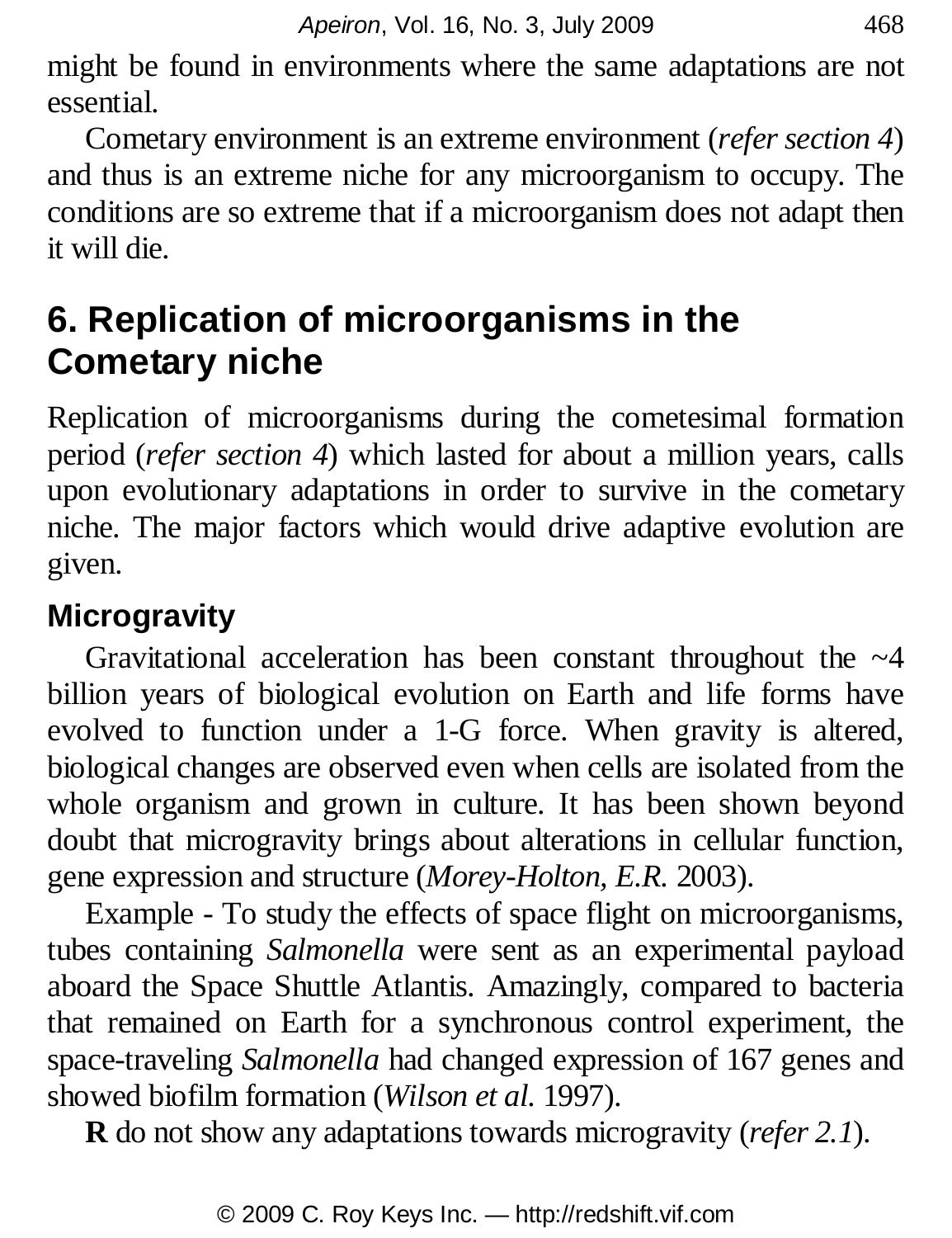might be found in environments where the same adaptations are not essential.

Cometary environment is an extreme environment (*refer section 4*) and thus is an extreme niche for any microorganism to occupy. The conditions are so extreme that if a microorganism does not adapt then it will die.

## 6. Replication of microorganisms in the Cometary niche

Replication of microorganisms during the cometesimal formation period (*refer section 4*) which lasted for about a million years, calls upon evolutionary adaptations in order to survive in the cometary niche. The major factors which would drive adaptive evolution are given.

### Microgravity

Gravitational acceleration has been constant throughout the ~4 billion years of biological evolution on Earth and life forms have evolved to function under a 1-G force. When gravity is altered, biological changes are observed even when cells are isolated from the whole organism and grown in culture. It has been shown beyond doubt that microgravity brings about alterations in cellular function, gene expression and structure (*Morey-Holton, E.R.* 2003).

Example - To study the effects of space flight on microorganisms, tubes containing *Salmonella* were sent as an experimental payload aboard the Space Shuttle Atlantis. Amazingly, compared to bacteria that remained on Earth for a synchronous control experiment, the space-traveling *Salmonella* had changed expression of 167 genes and showed biofilm formation (*Wilson et al.* 1997).

**R** do not show any adaptations towards microgravity (*refer 2.1*).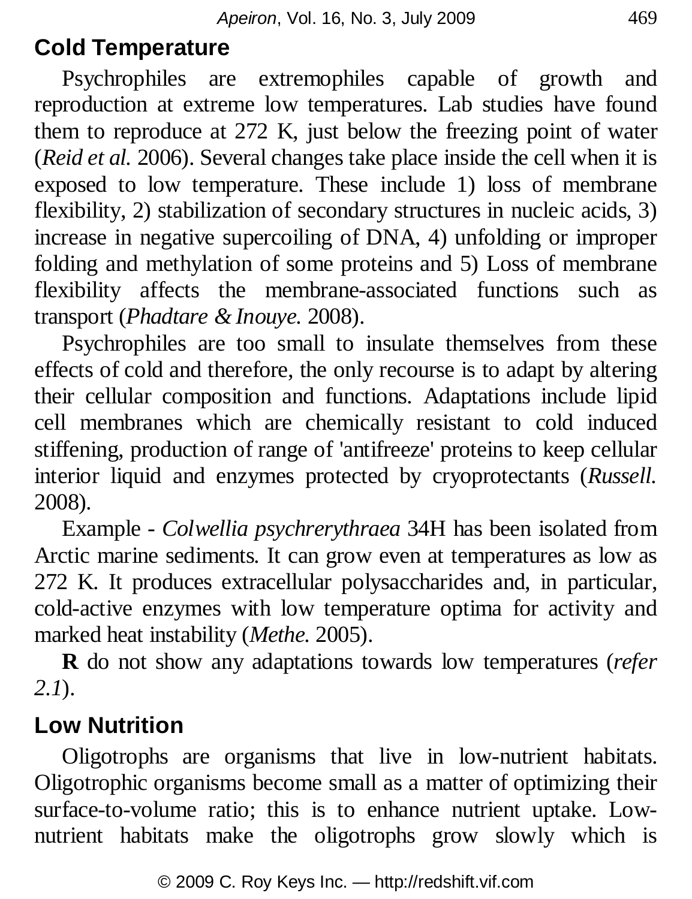## Cold Temperature

Psychrophiles are extremophiles capable of growth and reproduction at extreme low temperatures. Lab studies have found them to reproduce at 272 K, just below the freezing point of water (*Reid et al.* 2006). Several changes take place inside the cell when it is exposed to low temperature. These include 1) loss of membrane flexibility, 2) stabilization of secondary structures in nucleic acids, 3) increase in negative supercoiling of DNA, 4) unfolding or improper folding and methylation of some proteins and 5) Loss of membrane flexibility affects the membrane-associated functions such as transport (*Phadtare & Inouye.* 2008).

Psychrophiles are too small to insulate themselves from these effects of cold and therefore, the only recourse is to adapt by altering their cellular composition and functions. Adaptations include lipid cell membranes which are chemically resistant to cold induced stiffening, production of range of 'antifreeze' proteins to keep cellular interior liquid and enzymes protected by cryoprotectants (*Russell.* 2008).

Example - *Colwellia psychrerythraea* 34H has been isolated from Arctic marine sediments. It can grow even at temperatures as low as 272 K. It produces extracellular polysaccharides and, in particular, cold-active enzymes with low temperature optima for activity and marked heat instability (*Methe.* 2005).

**R** do not show any adaptations towards low temperatures (*refer 2.1*).

## Low Nutrition

Oligotrophs are organisms that live in low-nutrient habitats. Oligotrophic organisms become small as a matter of optimizing their surface-to-volume ratio; this is to enhance nutrient uptake. Low-nutrient habitats make the oligotrophs grow slowly which is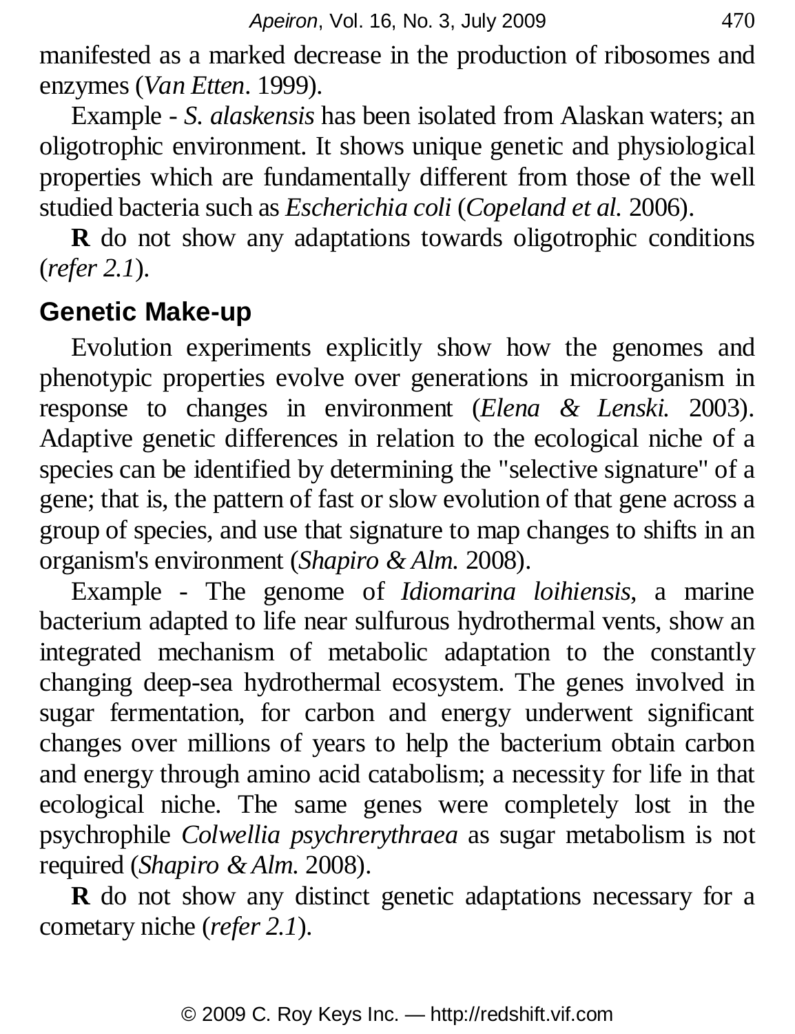manifested as a marked decrease in the production of ribosomes and enzymes (*Van Etten*. 1999).

Example - *S. alaskensis* has been isolated from Alaskan waters; an oligotrophic environment. It shows unique genetic and physiological properties which are fundamentally different from those of the well studied bacteria such as *Escherichia coli* (*Copeland et al.* 2006).

**R** do not show any adaptations towards oligotrophic conditions (*refer 2.1*).

## Genetic Make-up

Evolution experiments explicitly show how the genomes and phenotypic properties evolve over generations in microorganism in response to changes in environment (*Elena & Lenski.* 2003). Adaptive genetic differences in relation to the ecological niche of a species can be identified by determining the "selective signature" of a gene; that is, the pattern of fast or slow evolution of that gene across a group of species, and use that signature to map changes to shifts in an organism's environment (*Shapiro & Alm.* 2008).

Example - The genome of *Idiomarina loihiensis*, a marine bacterium adapted to life near sulfurous hydrothermal vents, show an integrated mechanism of metabolic adaptation to the constantly changing deep-sea hydrothermal ecosystem. The genes involved in sugar fermentation, for carbon and energy underwent significant changes over millions of years to help the bacterium obtain carbon and energy through amino acid catabolism; a necessity for life in that ecological niche. The same genes were completely lost in the psychrophile *Colwellia psychrerythraea* as sugar metabolism is not required (*Shapiro & Alm.* 2008).

**R** do not show any distinct genetic adaptations necessary for a cometary niche (*refer 2.1*).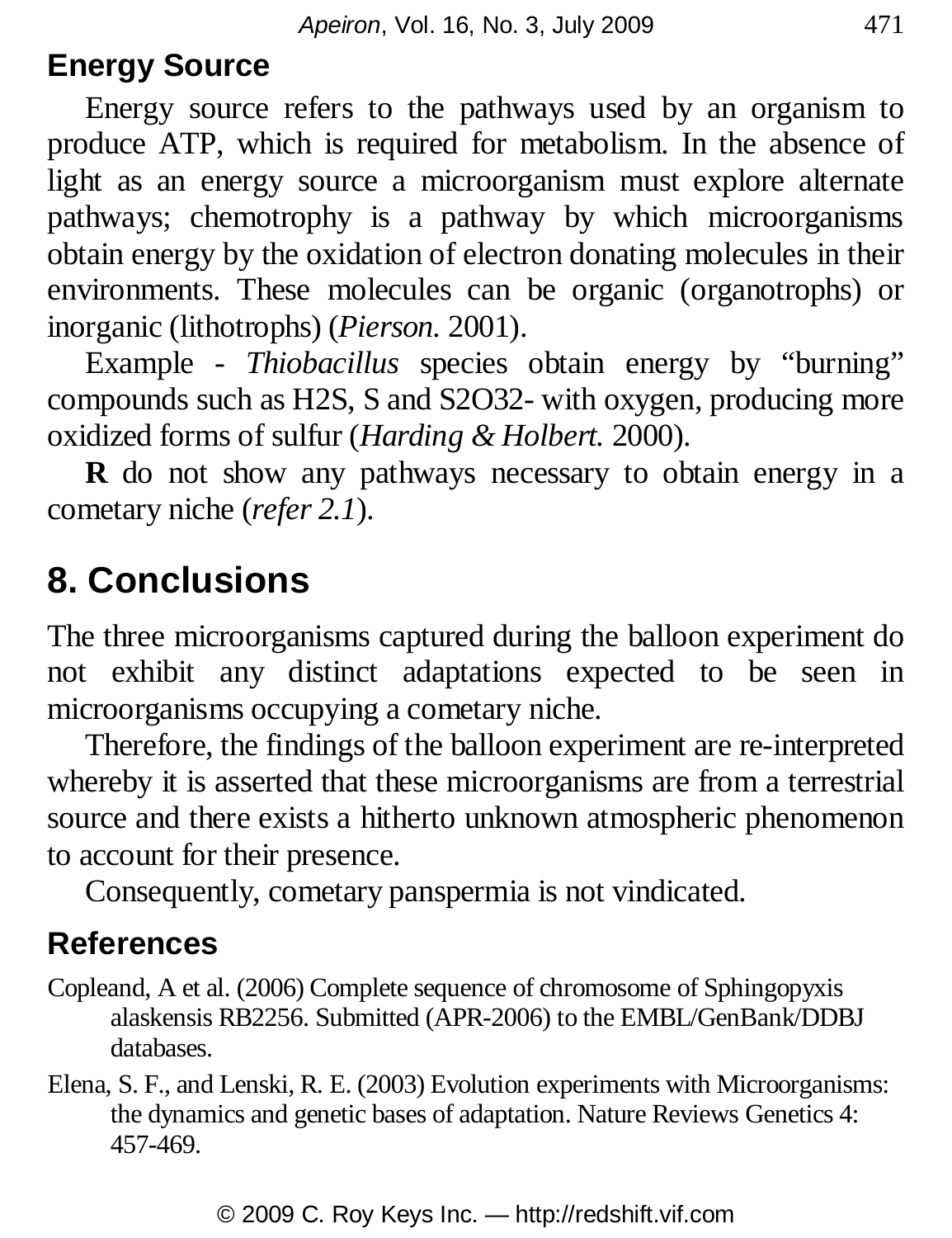## Energy Source

Energy source refers to the pathways used by an organism to produce ATP, which is required for metabolism. In the absence of light as an energy source a microorganism must explore alternate pathways; chemotrophy is a pathway by which microorganisms obtain energy by the oxidation of electron donating molecules in their environments. These molecules can be organic (organotrophs) or inorganic (lithotrophs) (*Pierson.* 2001).

Example - *Thiobacillus* species obtain energy by "burning" compounds such as H2S, S and S2O32- with oxygen, producing more oxidized forms of sulfur (*Harding & Holbert.* 2000).

**R** do not show any pathways necessary to obtain energy in a cometary niche (*refer 2.1*).

# 8. Conclusions

The three microorganisms captured during the balloon experiment do not exhibit any distinct adaptations expected to be seen in microorganisms occupying a cometary niche.

Therefore, the findings of the balloon experiment are re-interpreted whereby it is asserted that these microorganisms are from a terrestrial source and there exists a hitherto unknown atmospheric phenomenon to account for their presence.

Consequently, cometary panspermia is not vindicated.

## References

Copleand, A et al. (2006) Complete sequence of chromosome of Sphingopyxis alaskensis RB2256. Submitted (APR-2006) to the EMBL/GenBank/DDBJ databases.

Elena, S. F., and Lenski, R. E. (2003) Evolution experiments with Microorganisms: the dynamics and genetic bases of adaptation. Nature Reviews Genetics 4: 457-469.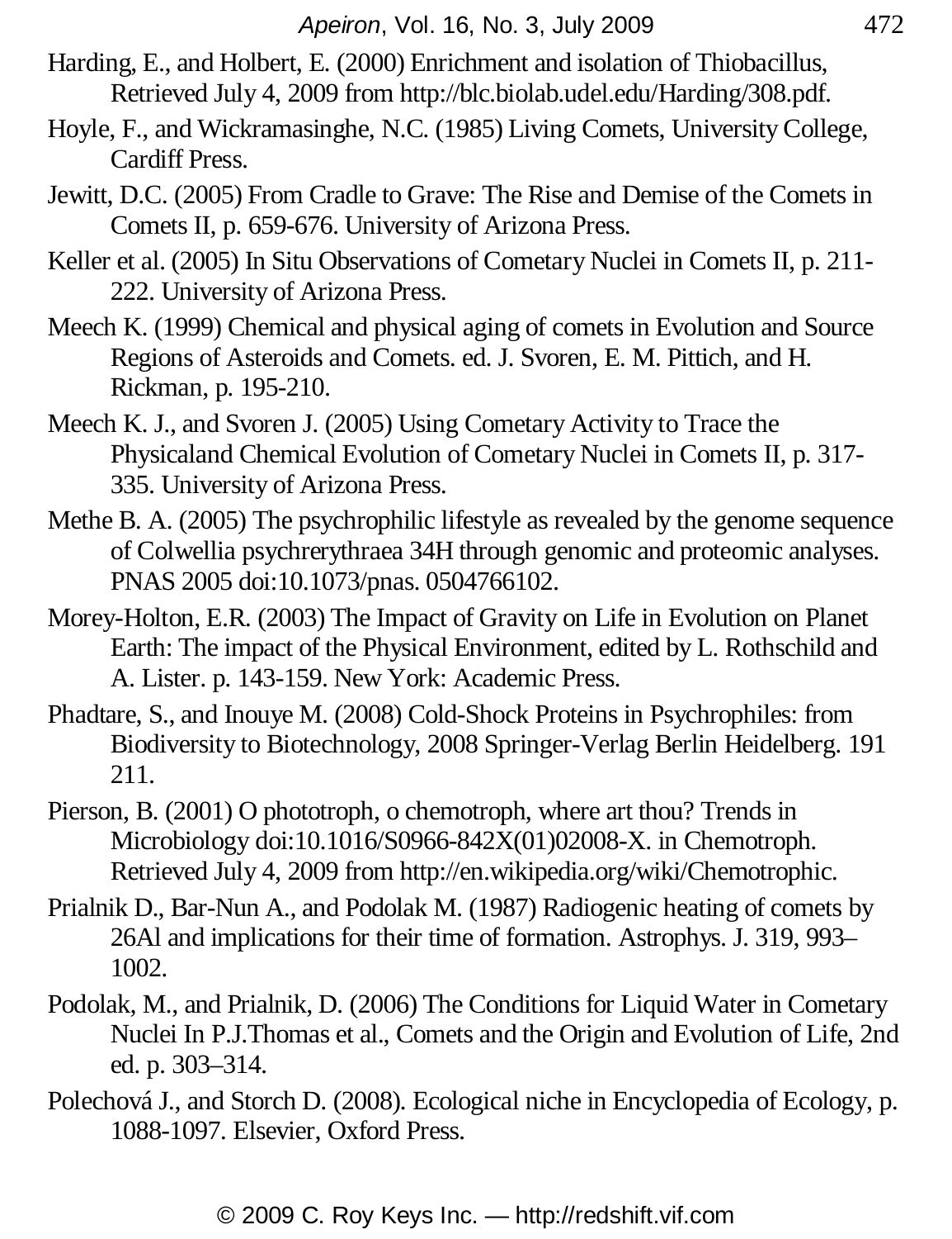Harding, E., and Holbert, E. (2000) Enrichment and isolation of Thiobacillus, Retrieved July 4, 2009 from http://blc.biolab.udel.edu/Harding/308.pdf.

Hoyle, F., and Wickramasinghe, N.C. (1985) Living Comets, University College, Cardiff Press.

Jewitt, D.C. (2005) From Cradle to Grave: The Rise and Demise of the Comets in Comets II, p. 659-676. University of Arizona Press.

Keller et al. (2005) In Situ Observations of Cometary Nuclei in Comets II, p. 211-222. University of Arizona Press.

Meech K. (1999) Chemical and physical aging of comets in Evolution and Source Regions of Asteroids and Comets. ed. J. Svoren, E. M. Pittich, and H. Rickman, p. 195-210.

Meech K. J., and Svoren J. (2005) Using Cometary Activity to Trace the Physicaland Chemical Evolution of Cometary Nuclei in Comets II, p. 317-335. University of Arizona Press.

Methe B. A. (2005) The psychrophilic lifestyle as revealed by the genome sequence of Colwellia psychrerythraea 34H through genomic and proteomic analyses. PNAS 2005 doi:10.1073/pnas. 0504766102.

Morey-Holton, E.R. (2003) The Impact of Gravity on Life in Evolution on Planet Earth: The impact of the Physical Environment, edited by L. Rothschild and A. Lister. p. 143-159. New York: Academic Press.

Phadtare, S., and Inouye M. (2008) Cold-Shock Proteins in Psychrophiles: from Biodiversity to Biotechnology, 2008 Springer-Verlag Berlin Heidelberg. 191 211.

Pierson, B. (2001) O phototroph, o chemotroph, where art thou? Trends in Microbiology doi:10.1016/S0966-842X(01)02008-X. in Chemotroph. Retrieved July 4, 2009 from http://en.wikipedia.org/wiki/Chemotrophic.

Prialnik D., Bar-Nun A., and Podolak M. (1987) Radiogenic heating of comets by 26Al and implications for their time of formation. Astrophys. J. 319, 993–1002.

Podolak, M., and Prialnik, D. (2006) The Conditions for Liquid Water in Cometary Nuclei In P.J.Thomas et al., Comets and the Origin and Evolution of Life, 2nd ed. p. 303–314.

Polechová J., and Storch D. (2008). Ecological niche in Encyclopedia of Ecology, p. 1088-1097. Elsevier, Oxford Press.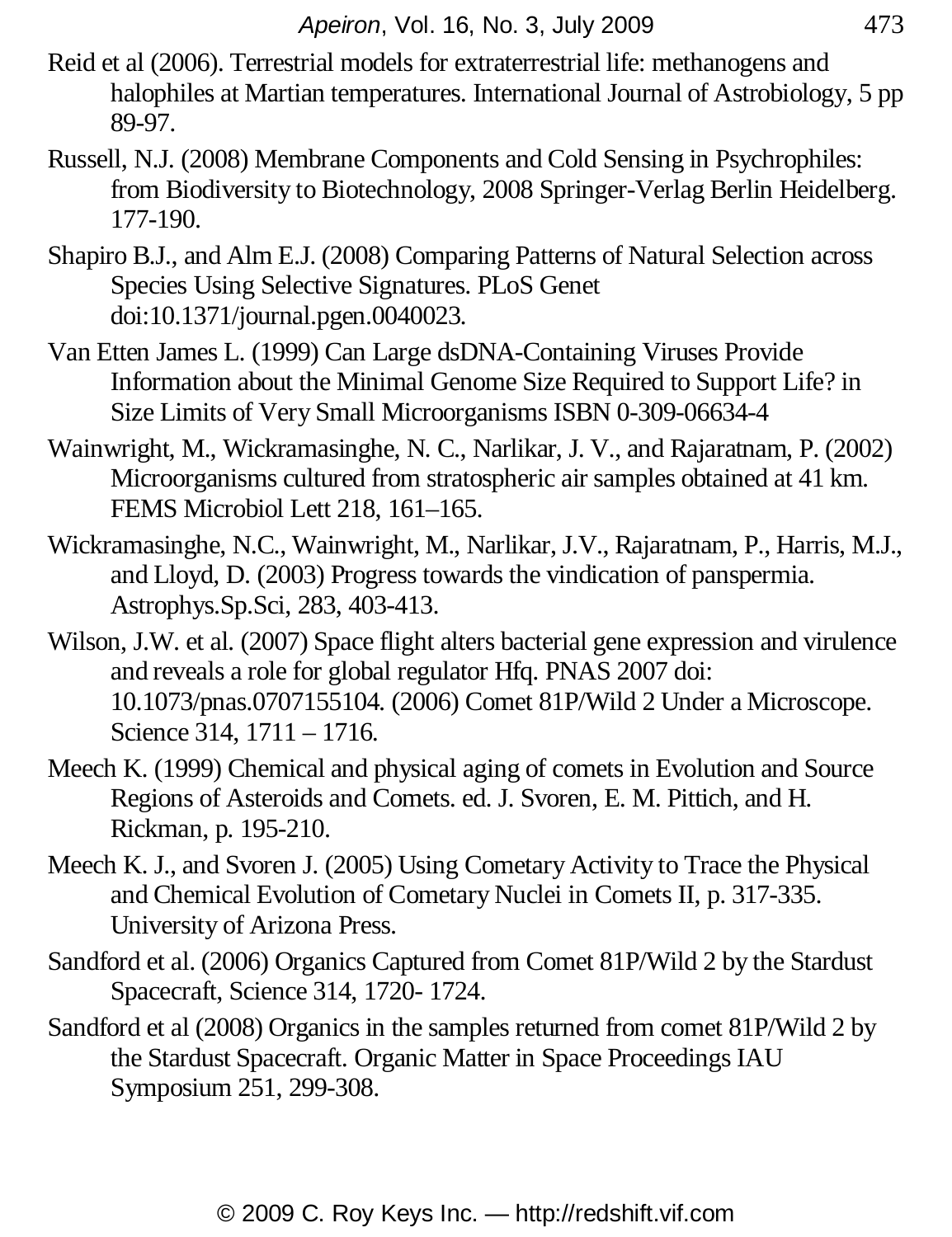Reid et al (2006). Terrestrial models for extraterrestrial life: methanogens and halophiles at Martian temperatures. International Journal of Astrobiology, 5 pp 89-97.

Russell, N.J. (2008) Membrane Components and Cold Sensing in Psychrophiles: from Biodiversity to Biotechnology, 2008 Springer-Verlag Berlin Heidelberg. 177-190.

Shapiro B.J., and Alm E.J. (2008) Comparing Patterns of Natural Selection across Species Using Selective Signatures. PLoS Genet doi:10.1371/journal.pgen.0040023.

Van Etten James L. (1999) Can Large dsDNA-Containing Viruses Provide Information about the Minimal Genome Size Required to Support Life? in Size Limits of Very Small Microorganisms ISBN 0-309-06634-4

Wainwright, M., Wickramasinghe, N. C., Narlikar, J. V., and Rajaratnam, P. (2002) Microorganisms cultured from stratospheric air samples obtained at 41 km. FEMS Microbiol Lett 218, 161–165.

Wickramasinghe, N.C., Wainwright, M., Narlikar, J.V., Rajaratnam, P., Harris, M.J., and Lloyd, D. (2003) Progress towards the vindication of panspermia. Astrophys.Sp.Sci, 283, 403-413.

Wilson, J.W. et al. (2007) Space flight alters bacterial gene expression and virulence and reveals a role for global regulator Hfq. PNAS 2007 doi: 10.1073/pnas.0707155104. (2006) Comet 81P/Wild 2 Under a Microscope. Science 314, 1711 – 1716.

Meech K. (1999) Chemical and physical aging of comets in Evolution and Source Regions of Asteroids and Comets. ed. J. Svoren, E. M. Pittich, and H. Rickman, p. 195-210.

Meech K. J., and Svoren J. (2005) Using Cometary Activity to Trace the Physical and Chemical Evolution of Cometary Nuclei in Comets II, p. 317-335. University of Arizona Press.

Sandford et al. (2006) Organics Captured from Comet 81P/Wild 2 by the Stardust Spacecraft, Science 314, 1720- 1724.

Sandford et al (2008) Organics in the samples returned from comet 81P/Wild 2 by the Stardust Spacecraft. Organic Matter in Space Proceedings IAU Symposium 251, 299-308.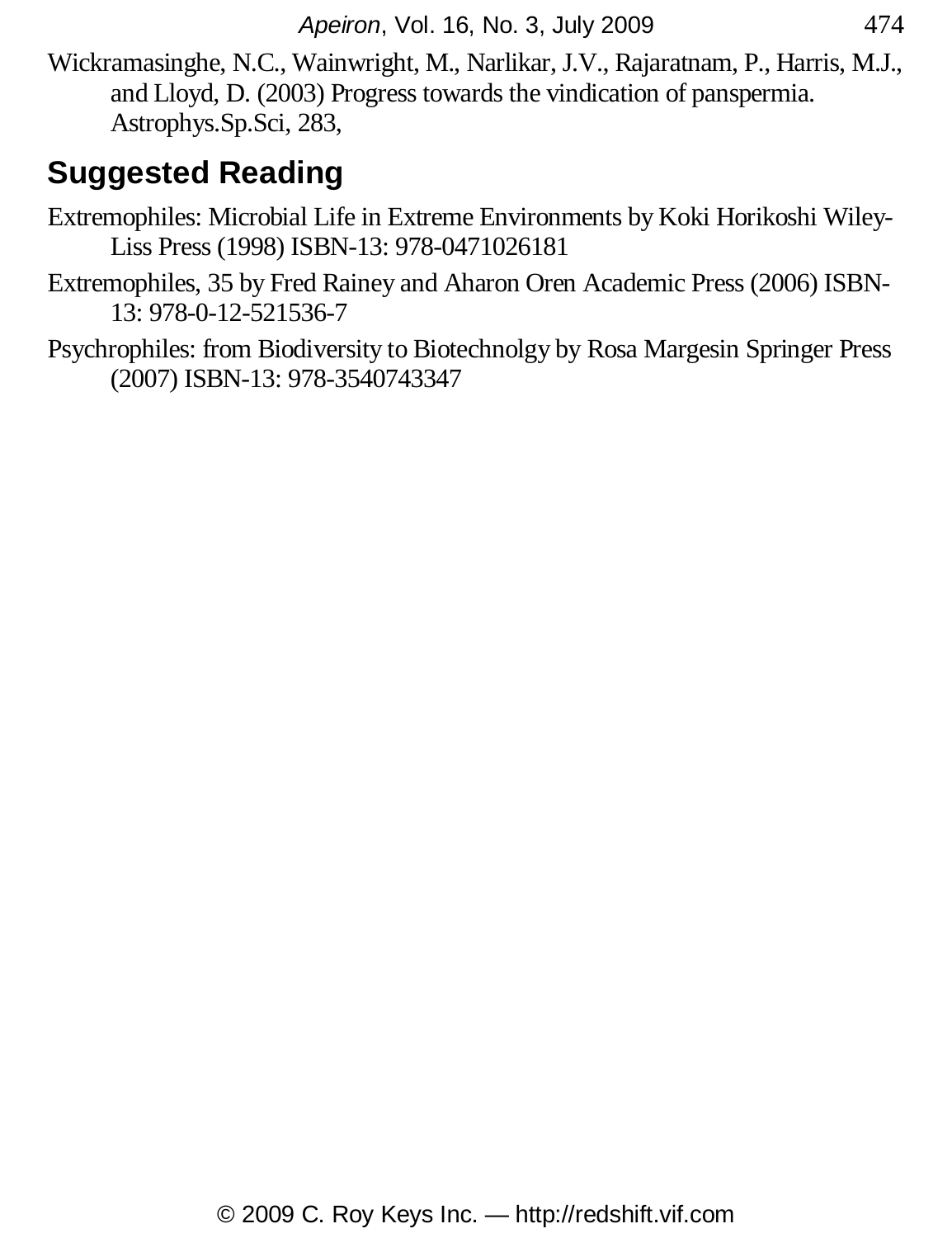Wickramasinghe, N.C., Wainwright, M., Narlikar, J.V., Rajaratnam, P., Harris, M.J., and Lloyd, D. (2003) Progress towards the vindication of panspermia. Astrophys.Sp.Sci, 283,

## Suggested Reading

Extremophiles: Microbial Life in Extreme Environments by Koki Horikoshi Wiley-Liss Press (1998) ISBN-13: 978-0471026181

Extremophiles, 35 by Fred Rainey and Aharon Oren Academic Press (2006) ISBN-13: 978-0-12-521536-7

Psychrophiles: from Biodiversity to Biotechnolgy by Rosa Margesin Springer Press (2007) ISBN-13: 978-3540743347